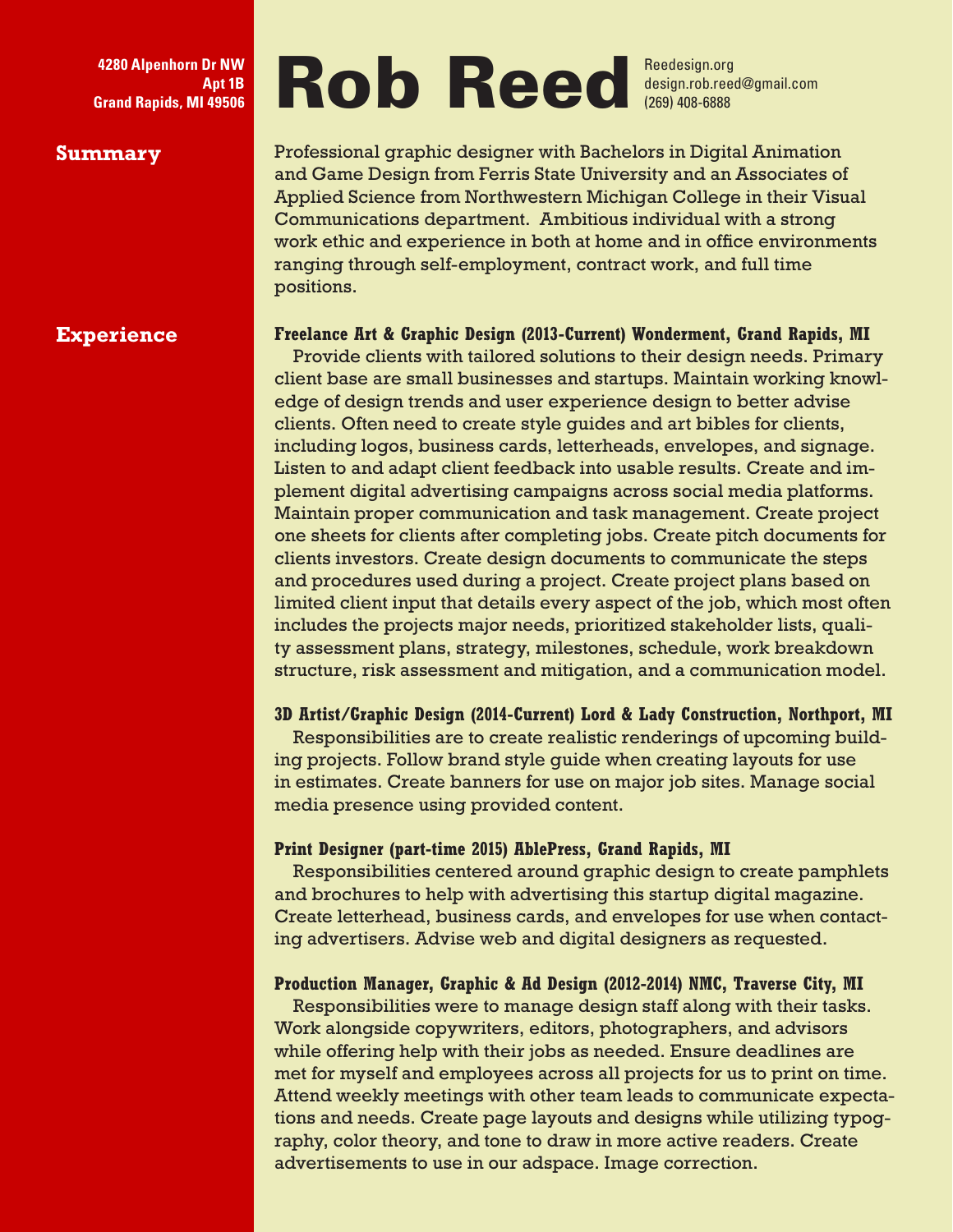4280 Alpenhorn Dr NW
Apt 1B
Grand Rapids, MI 49506

# Rob Reed

Reedesign.org
design.rob.reed@gmail.com
(269) 408-6888

## Summary

Professional graphic designer with Bachelors in Digital Animation and Game Design from Ferris State University and an Associates of Applied Science from Northwestern Michigan College in their Visual Communications department. Ambitious individual with a strong work ethic and experience in both at home and in office environments ranging through self-employment, contract work, and full time positions.

## Experience

**Freelance Art & Graphic Design (2013-Current) Wonderment, Grand Rapids, MI**

Provide clients with tailored solutions to their design needs. Primary client base are small businesses and startups. Maintain working knowledge of design trends and user experience design to better advise clients. Often need to create style guides and art bibles for clients, including logos, business cards, letterheads, envelopes, and signage. Listen to and adapt client feedback into usable results. Create and implement digital advertising campaigns across social media platforms. Maintain proper communication and task management. Create project one sheets for clients after completing jobs. Create pitch documents for clients investors. Create design documents to communicate the steps and procedures used during a project. Create project plans based on limited client input that details every aspect of the job, which most often includes the projects major needs, prioritized stakeholder lists, quality assessment plans, strategy, milestones, schedule, work breakdown structure, risk assessment and mitigation, and a communication model.

**3D Artist/Graphic Design (2014-Current) Lord & Lady Construction, Northport, MI**

Responsibilities are to create realistic renderings of upcoming building projects. Follow brand style guide when creating layouts for use in estimates. Create banners for use on major job sites. Manage social media presence using provided content.

**Print Designer (part-time 2015) AblePress, Grand Rapids, MI**

Responsibilities centered around graphic design to create pamphlets and brochures to help with advertising this startup digital magazine. Create letterhead, business cards, and envelopes for use when contacting advertisers. Advise web and digital designers as requested.

**Production Manager, Graphic & Ad Design (2012-2014) NMC, Traverse City, MI**

Responsibilities were to manage design staff along with their tasks. Work alongside copywriters, editors, photographers, and advisors while offering help with their jobs as needed. Ensure deadlines are met for myself and employees across all projects for us to print on time. Attend weekly meetings with other team leads to communicate expectations and needs. Create page layouts and designs while utilizing typography, color theory, and tone to draw in more active readers. Create advertisements to use in our adspace. Image correction.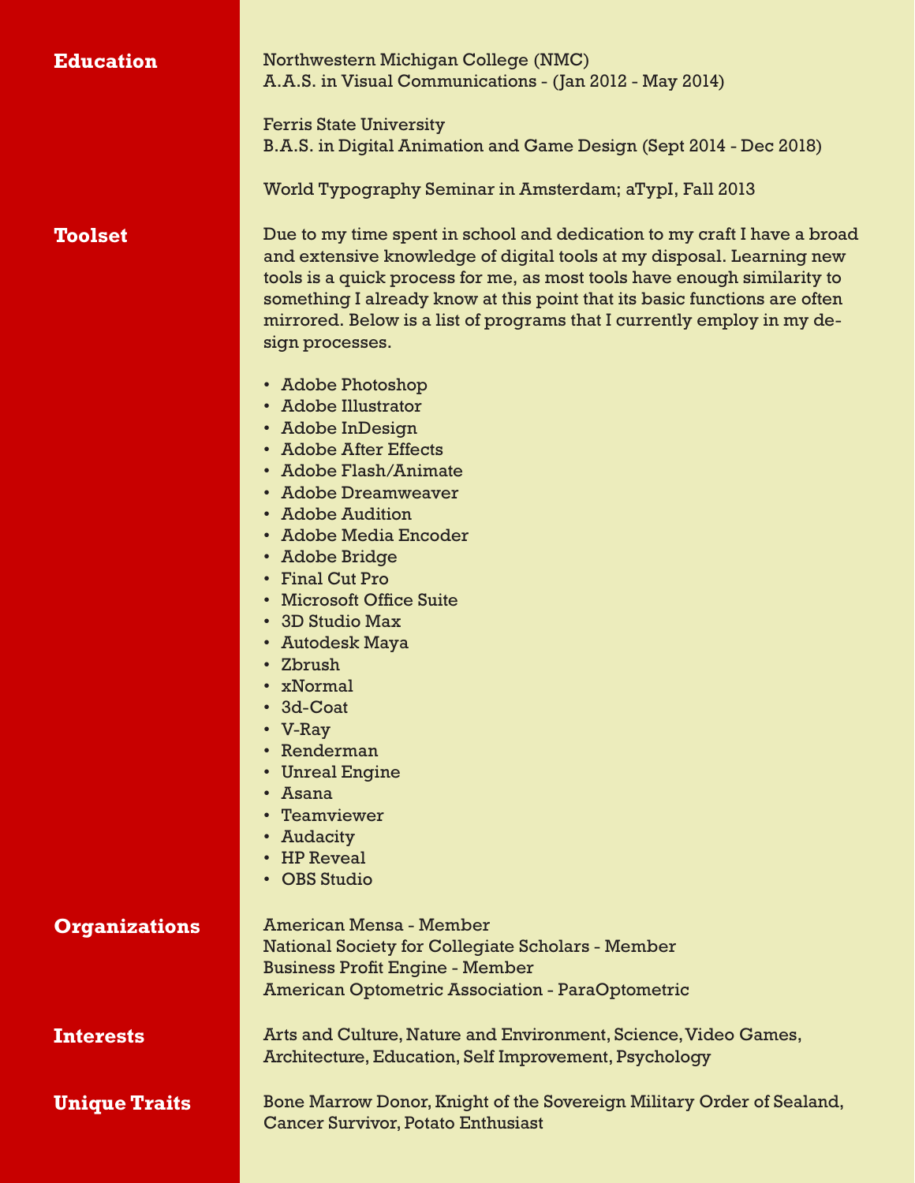## Education

Northwestern Michigan College (NMC)
A.A.S. in Visual Communications - (Jan 2012 - May 2014)

Ferris State University
B.A.S. in Digital Animation and Game Design (Sept 2014 - Dec 2018)

World Typography Seminar in Amsterdam; aTypI, Fall 2013

## Toolset

Due to my time spent in school and dedication to my craft I have a broad and extensive knowledge of digital tools at my disposal. Learning new tools is a quick process for me, as most tools have enough similarity to something I already know at this point that its basic functions are often mirrored. Below is a list of programs that I currently employ in my design processes.

- Adobe Photoshop
- Adobe Illustrator
- Adobe InDesign
- Adobe After Effects
- Adobe Flash/Animate
- Adobe Dreamweaver
- Adobe Audition
- Adobe Media Encoder
- Adobe Bridge
- Final Cut Pro
- Microsoft Office Suite
- 3D Studio Max
- Autodesk Maya
- Zbrush
- xNormal
- 3d-Coat
- V-Ray
- Renderman
- Unreal Engine
- Asana
- Teamviewer
- Audacity
- HP Reveal
- OBS Studio

## Organizations

American Mensa - Member
National Society for Collegiate Scholars - Member
Business Profit Engine - Member
American Optometric Association - ParaOptometric

## Interests

Arts and Culture, Nature and Environment, Science, Video Games, Architecture, Education, Self Improvement, Psychology

## Unique Traits

Bone Marrow Donor, Knight of the Sovereign Military Order of Sealand, Cancer Survivor, Potato Enthusiast